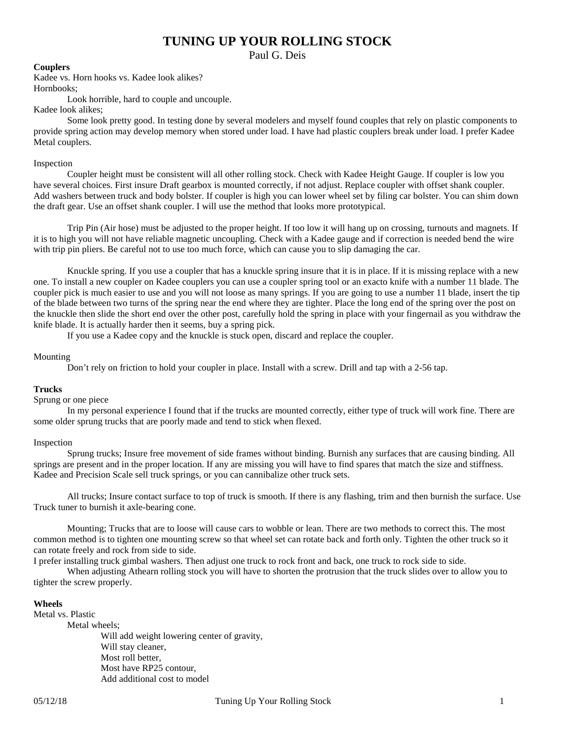# TUNING UP YOUR ROLLING STOCK

Paul G. Deis

**Couplers**

Kadee vs. Horn hooks vs. Kadee look alikes?

Hornbooks;

Look horrible, hard to couple and uncouple.

Kadee look alikes;

Some look pretty good. In testing done by several modelers and myself found couples that rely on plastic components to provide spring action may develop memory when stored under load. I have had plastic couplers break under load. I prefer Kadee Metal couplers.

Inspection

Coupler height must be consistent will all other rolling stock. Check with Kadee Height Gauge. If coupler is low you have several choices. First insure Draft gearbox is mounted correctly, if not adjust. Replace coupler with offset shank coupler. Add washers between truck and body bolster. If coupler is high you can lower wheel set by filing car bolster. You can shim down the draft gear. Use an offset shank coupler. I will use the method that looks more prototypical.

Trip Pin (Air hose) must be adjusted to the proper height. If too low it will hang up on crossing, turnouts and magnets. If it is to high you will not have reliable magnetic uncoupling. Check with a Kadee gauge and if correction is needed bend the wire with trip pin pliers. Be careful not to use too much force, which can cause you to slip damaging the car.

Knuckle spring. If you use a coupler that has a knuckle spring insure that it is in place. If it is missing replace with a new one. To install a new coupler on Kadee couplers you can use a coupler spring tool or an exacto knife with a number 11 blade. The coupler pick is much easier to use and you will not loose as many springs. If you are going to use a number 11 blade, insert the tip of the blade between two turns of the spring near the end where they are tighter. Place the long end of the spring over the post on the knuckle then slide the short end over the other post, carefully hold the spring in place with your fingernail as you withdraw the knife blade. It is actually harder then it seems, buy a spring pick.

If you use a Kadee copy and the knuckle is stuck open, discard and replace the coupler.

Mounting

Don't rely on friction to hold your coupler in place. Install with a screw. Drill and tap with a 2-56 tap.

**Trucks**

Sprung or one piece

In my personal experience I found that if the trucks are mounted correctly, either type of truck will work fine. There are some older sprung trucks that are poorly made and tend to stick when flexed.

Inspection

Sprung trucks; Insure free movement of side frames without binding. Burnish any surfaces that are causing binding. All springs are present and in the proper location. If any are missing you will have to find spares that match the size and stiffness. Kadee and Precision Scale sell truck springs, or you can cannibalize other truck sets.

All trucks; Insure contact surface to top of truck is smooth. If there is any flashing, trim and then burnish the surface. Use Truck tuner to burnish it axle-bearing cone.

Mounting; Trucks that are to loose will cause cars to wobble or lean. There are two methods to correct this. The most common method is to tighten one mounting screw so that wheel set can rotate back and forth only. Tighten the other truck so it can rotate freely and rock from side to side.

I prefer installing truck gimbal washers. Then adjust one truck to rock front and back, one truck to rock side to side.

When adjusting Athearn rolling stock you will have to shorten the protrusion that the truck slides over to allow you to tighter the screw properly.

**Wheels**

Metal vs. Plastic

Metal wheels;

- Will add weight lowering center of gravity,
- Will stay cleaner,
- Most roll better,
- Most have RP25 contour,
- Add additional cost to model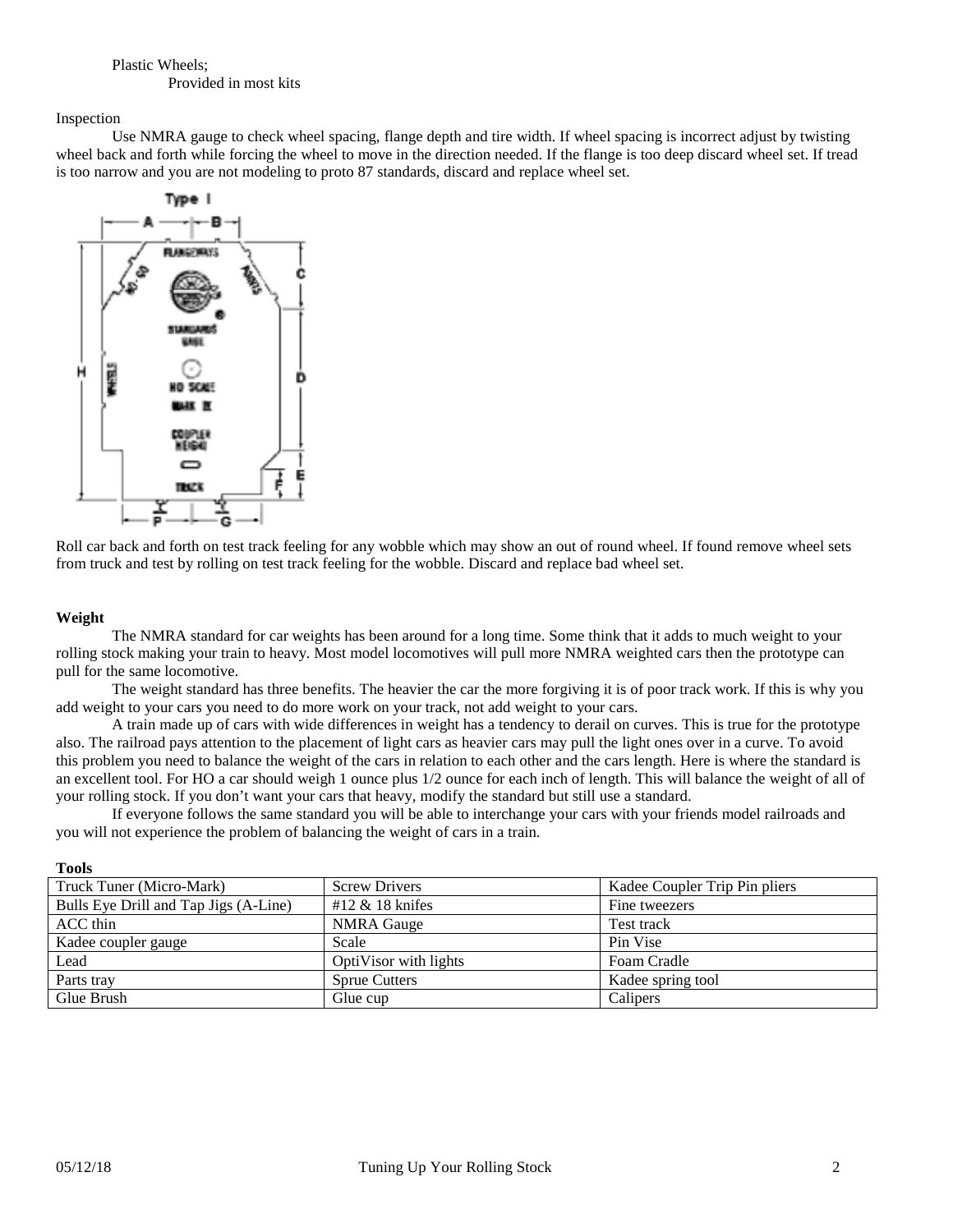Plastic Wheels;

Provided in most kits

Inspection

Use NMRA gauge to check wheel spacing, flange depth and tire width. If wheel spacing is incorrect adjust by twisting wheel back and forth while forcing the wheel to move in the direction needed. If the flange is too deep discard wheel set. If tread is too narrow and you are not modeling to proto 87 standards, discard and replace wheel set.

Type I

A B C D E F H P G

FLANGEWAYS

STANDARDS GAGE

HO SCALE MARK III

COUPLER HEIGHT

TRACK

WHEELS

Roll car back and forth on test track feeling for any wobble which may show an out of round wheel. If found remove wheel sets from truck and test by rolling on test track feeling for the wobble. Discard and replace bad wheel set.

**Weight**

The NMRA standard for car weights has been around for a long time. Some think that it adds to much weight to your rolling stock making your train to heavy. Most model locomotives will pull more NMRA weighted cars then the prototype can pull for the same locomotive.

The weight standard has three benefits. The heavier the car the more forgiving it is of poor track work. If this is why you add weight to your cars you need to do more work on your track, not add weight to your cars.

A train made up of cars with wide differences in weight has a tendency to derail on curves. This is true for the prototype also. The railroad pays attention to the placement of light cars as heavier cars may pull the light ones over in a curve. To avoid this problem you need to balance the weight of the cars in relation to each other and the cars length. Here is where the standard is an excellent tool. For HO a car should weigh 1 ounce plus 1/2 ounce for each inch of length. This will balance the weight of all of your rolling stock. If you don't want your cars that heavy, modify the standard but still use a standard.

If everyone follows the same standard you will be able to interchange your cars with your friends model railroads and you will not experience the problem of balancing the weight of cars in a train.

**Tools**

| | | |
|---|---|---|
| Truck Tuner (Micro-Mark) | Screw Drivers | Kadee Coupler Trip Pin pliers |
| Bulls Eye Drill and Tap Jigs (A-Line) | #12 & 18 knifes | Fine tweezers |
| ACC thin | NMRA Gauge | Test track |
| Kadee coupler gauge | Scale | Pin Vise |
| Lead | OptiVisor with lights | Foam Cradle |
| Parts tray | Sprue Cutters | Kadee spring tool |
| Glue Brush | Glue cup | Calipers |